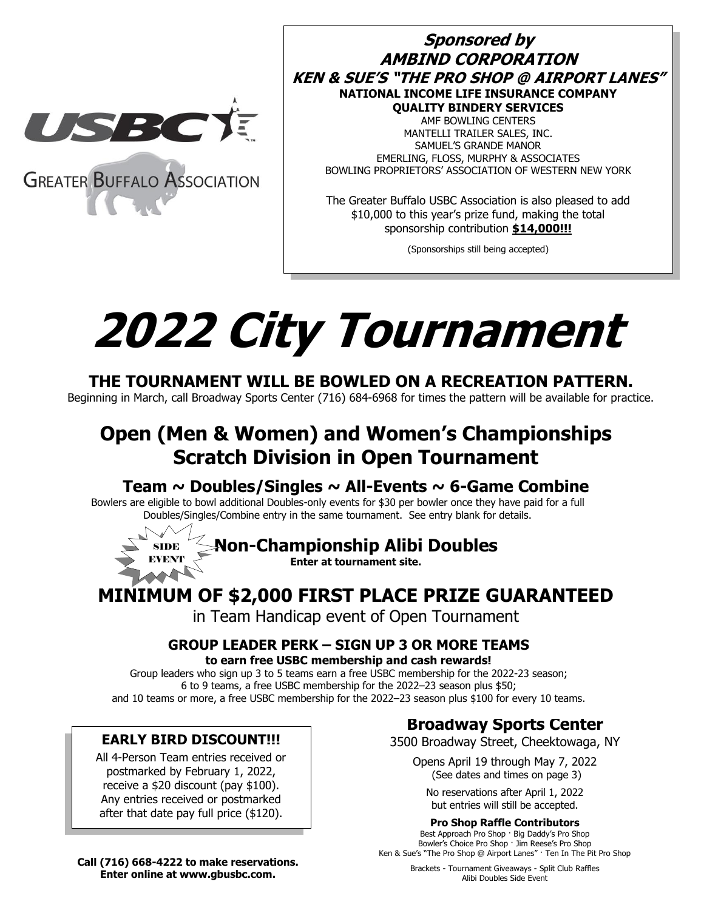USBC

Greater Buffalo Association

***Sponsored by***
***AMBIND CORPORATION***
***KEN & SUE'S "THE PRO SHOP @ AIRPORT LANES"***
**NATIONAL INCOME LIFE INSURANCE COMPANY**
**QUALITY BINDERY SERVICES**
AMF BOWLING CENTERS
MANTELLI TRAILER SALES, INC.
SAMUEL'S GRANDE MANOR
EMERLING, FLOSS, MURPHY & ASSOCIATES
BOWLING PROPRIETORS' ASSOCIATION OF WESTERN NEW YORK

The Greater Buffalo USBC Association is also pleased to add $10,000 to this year's prize fund, making the total sponsorship contribution **$14,000!!!**

(Sponsorships still being accepted)

# 2022 City Tournament

### THE TOURNAMENT WILL BE BOWLED ON A RECREATION PATTERN.

Beginning in March, call Broadway Sports Center (716) 684-6968 for times the pattern will be available for practice.

## Open (Men & Women) and Women's Championships Scratch Division in Open Tournament

### Team ~ Doubles/Singles ~ All-Events ~ 6-Game Combine

Bowlers are eligible to bowl additional Doubles-only events for $30 per bowler once they have paid for a full Doubles/Singles/Combine entry in the same tournament. See entry blank for details.

SIDE EVENT

### Non-Championship Alibi Doubles

**Enter at tournament site.**

## MINIMUM OF $2,000 FIRST PLACE PRIZE GUARANTEED

in Team Handicap event of Open Tournament

### GROUP LEADER PERK – SIGN UP 3 OR MORE TEAMS

**to earn free USBC membership and cash rewards!**

Group leaders who sign up 3 to 5 teams earn a free USBC membership for the 2022-23 season; 6 to 9 teams, a free USBC membership for the 2022–23 season plus $50; and 10 teams or more, a free USBC membership for the 2022–23 season plus $100 for every 10 teams.

### EARLY BIRD DISCOUNT!!!

All 4-Person Team entries received or postmarked by February 1, 2022, receive a $20 discount (pay $100). Any entries received or postmarked after that date pay full price ($120).

**Call (716) 668-4222 to make reservations.**
**Enter online at www.gbusbc.com.**

### Broadway Sports Center

3500 Broadway Street, Cheektowaga, NY

Opens April 19 through May 7, 2022
(See dates and times on page 3)

No reservations after April 1, 2022
but entries will still be accepted.

**Pro Shop Raffle Contributors**
Best Approach Pro Shop · Big Daddy's Pro Shop
Bowler's Choice Pro Shop · Jim Reese's Pro Shop
Ken & Sue's "The Pro Shop @ Airport Lanes" · Ten In The Pit Pro Shop

Brackets - Tournament Giveaways - Split Club Raffles
Alibi Doubles Side Event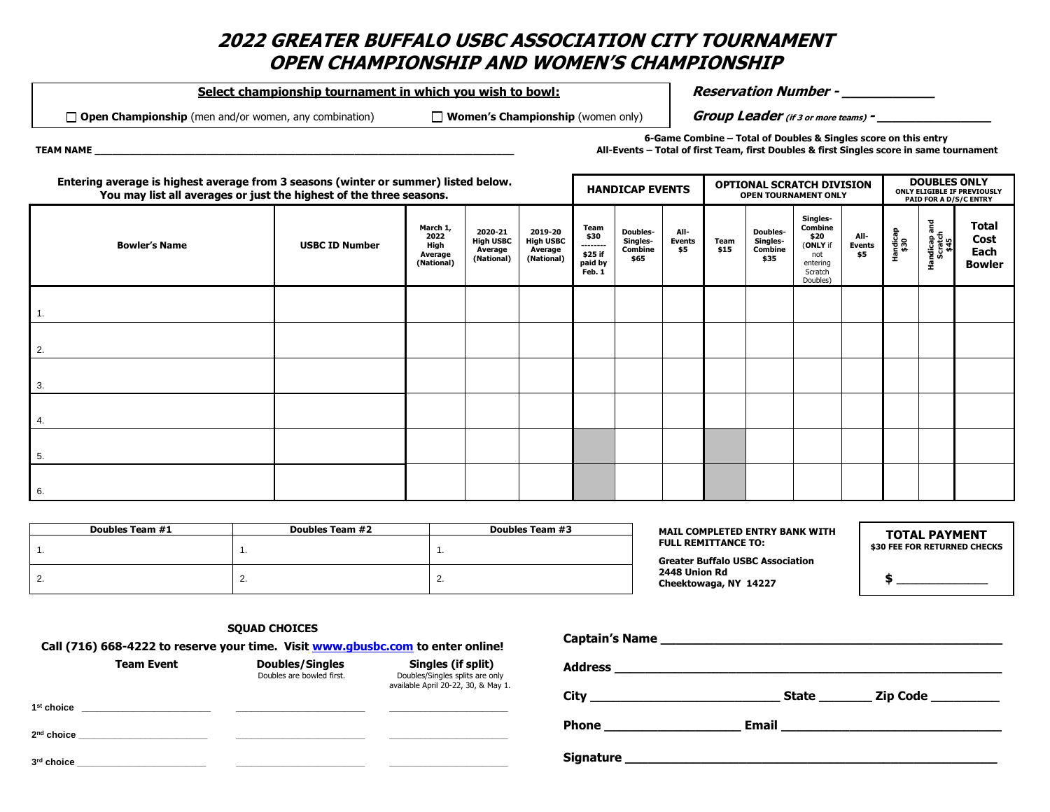# 2022 GREATER BUFFALO USBC ASSOCIATION CITY TOURNAMENT
# OPEN CHAMPIONSHIP AND WOMEN'S CHAMPIONSHIP

**Select championship tournament in which you wish to bowl:**

☐ **Open Championship** (men and/or women, any combination) ☐ **Women's Championship** (women only)

***Reservation Number -*** ____________

***Group Leader*** *(if 3 or more teams)* **-** ________________

**TEAM NAME** ____________________________________________________________________________

**6-Game Combine – Total of Doubles & Singles score on this entry**
**All-Events – Total of first Team, first Doubles & first Singles score in same tournament**

**Entering average is highest average from 3 seasons (winter or summer) listed below. You may list all averages or just the highest of the three seasons.**

| Bowler's Name | USBC ID Number | March 1, 2022 High Average (National) | 2020-21 High USBC Average (National) | 2019-20 High USBC Average (National) | HANDICAP EVENTS | | | OPTIONAL SCRATCH DIVISION OPEN TOURNAMENT ONLY | | | | DOUBLES ONLY ONLY ELIGIBLE IF PREVIOUSLY PAID FOR A D/S/C ENTRY | | Total Cost Each Bowler |
|---|---|---|---|---|---|---|---|---|---|---|---|---|---|---|
| | | | | | Team $30 -------- $25 if paid by Feb. 1 | Doubles-Singles-Combine $65 | All-Events $5 | Team $15 | Doubles-Singles-Combine $35 | Singles-Combine $20 (ONLY if not entering Scratch Doubles) | All-Events $5 | Handicap $30 | Handicap and Scratch $45 | |
| 1. | | | | | | | | | | | | | | |
| 2. | | | | | | | | | | | | | | |
| 3. | | | | | | | | | | | | | | |
| 4. | | | | | | | | | | | | | | |
| 5. | | | | | | | | | | | | | | |
| 6. | | | | | | | | | | | | | | |

| Doubles Team #1 | Doubles Team #2 | Doubles Team #3 |
|---|---|---|
| 1. | 1. | 1. |
| 2. | 2. | 2. |

**MAIL COMPLETED ENTRY BANK WITH FULL REMITTANCE TO:**

**Greater Buffalo USBC Association**
**2448 Union Rd**
**Cheektowaga, NY 14227**

**TOTAL PAYMENT**
**$30 FEE FOR RETURNED CHECKS**

**$** _______________

**SQUAD CHOICES**

**Call (716) 668-4222 to reserve your time. Visit [www.gbusbc.com](http://www.gbusbc.com) to enter online!**

| | Team Event | Doubles/Singles (Doubles are bowled first.) | Singles (if split) (Doubles/Singles splits are only available April 20-22, 30, & May 1.) |
|---|---|---|---|
| 1st choice | | | |
| 2nd choice | | | |
| 3rd choice | | | |

**Captain's Name** ______________________________________________

**Address** ____________________________________________________

**City** __________________________ **State** _______ **Zip Code** _________

**Phone** __________________ **Email** ______________________________

**Signature** __________________________________________________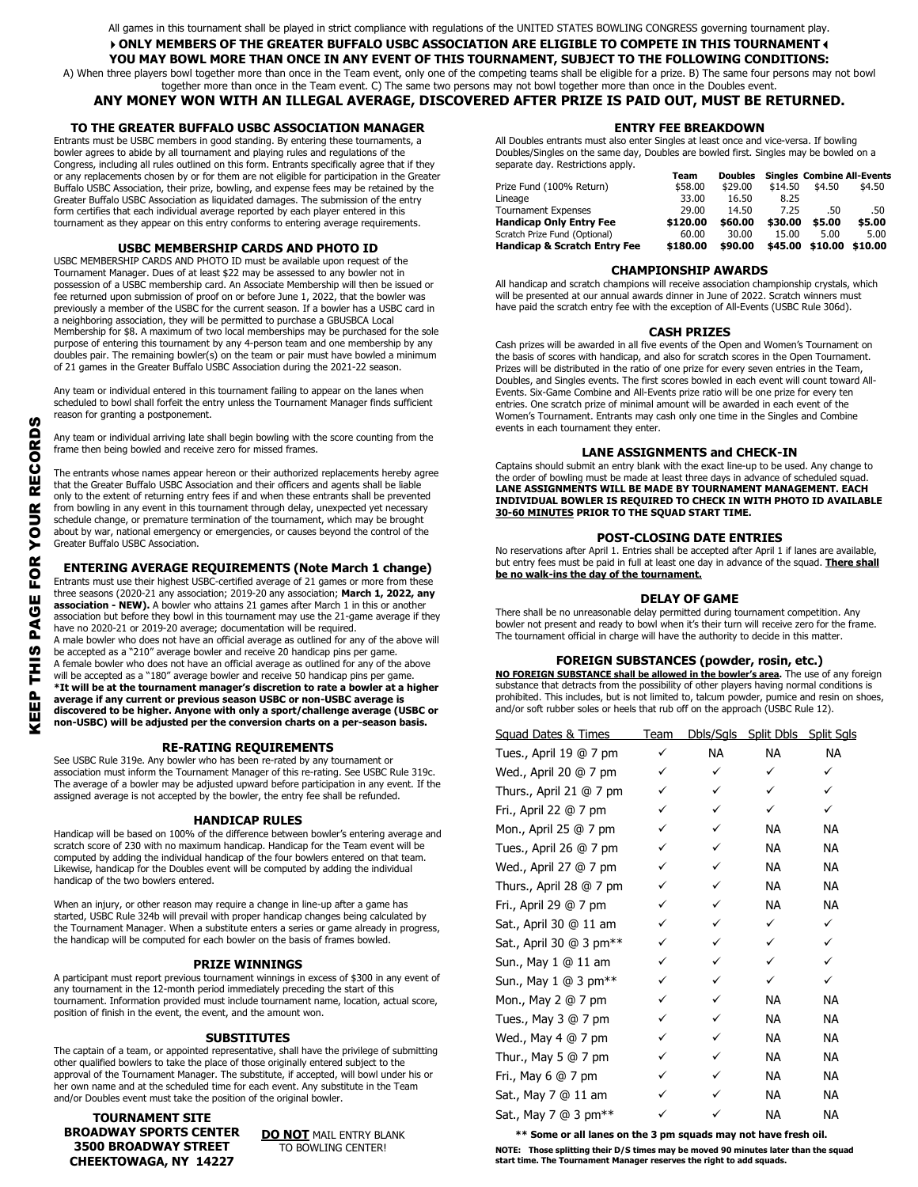All games in this tournament shall be played in strict compliance with regulations of the UNITED STATES BOWLING CONGRESS governing tournament play.

**▸ONLY MEMBERS OF THE GREATER BUFFALO USBC ASSOCIATION ARE ELIGIBLE TO COMPETE IN THIS TOURNAMENT◂**

**YOU MAY BOWL MORE THAN ONCE IN ANY EVENT OF THIS TOURNAMENT, SUBJECT TO THE FOLLOWING CONDITIONS:**

A) When three players bowl together more than once in the Team event, only one of the competing teams shall be eligible for a prize. B) The same four persons may not bowl together more than once in the Team event. C) The same two persons may not bowl together more than once in the Doubles event.

## ANY MONEY WON WITH AN ILLEGAL AVERAGE, DISCOVERED AFTER PRIZE IS PAID OUT, MUST BE RETURNED.

**KEEP THIS PAGE FOR YOUR RECORDS**

### TO THE GREATER BUFFALO USBC ASSOCIATION MANAGER

Entrants must be USBC members in good standing. By entering these tournaments, a bowler agrees to abide by all tournament and playing rules and regulations of the Congress, including all rules outlined on this form. Entrants specifically agree that if they or any replacements chosen by or for them are not eligible for participation in the Greater Buffalo USBC Association, their prize, bowling, and expense fees may be retained by the Greater Buffalo USBC Association as liquidated damages. The submission of the entry form certifies that each individual average reported by each player entered in this tournament as they appear on this entry conforms to entering average requirements.

### USBC MEMBERSHIP CARDS AND PHOTO ID

USBC MEMBERSHIP CARDS AND PHOTO ID must be available upon request of the Tournament Manager. Dues of at least $22 may be assessed to any bowler not in possession of a USBC membership card. An Associate Membership will then be issued or fee returned upon submission of proof on or before June 1, 2022, that the bowler was previously a member of the USBC for the current season. If a bowler has a USBC card in a neighboring association, they will be permitted to purchase a GBUSBCA Local Membership for $8. A maximum of two local memberships may be purchased for the sole purpose of entering this tournament by any 4-person team and one membership by any doubles pair. The remaining bowler(s) on the team or pair must have bowled a minimum of 21 games in the Greater Buffalo USBC Association during the 2021-22 season.

Any team or individual entered in this tournament failing to appear on the lanes when scheduled to bowl shall forfeit the entry unless the Tournament Manager finds sufficient reason for granting a postponement.

Any team or individual arriving late shall begin bowling with the score counting from the frame then being bowled and receive zero for missed frames.

The entrants whose names appear hereon or their authorized replacements hereby agree that the Greater Buffalo USBC Association and their officers and agents shall be liable only to the extent of returning entry fees if and when these entrants shall be prevented from bowling in any event in this tournament through delay, unexpected yet necessary schedule change, or premature termination of the tournament, which may be brought about by war, national emergency or emergencies, or causes beyond the control of the Greater Buffalo USBC Association.

### ENTERING AVERAGE REQUIREMENTS (Note March 1 change)

Entrants must use their highest USBC-certified average of 21 games or more from these three seasons (2020-21 any association; 2019-20 any association; **March 1, 2022, any association - NEW).** A bowler who attains 21 games after March 1 in this or another association but before they bowl in this tournament may use the 21-game average if they have no 2020-21 or 2019-20 average; documentation will be required.

A male bowler who does not have an official average as outlined for any of the above will be accepted as a "210" average bowler and receive 20 handicap pins per game.

A female bowler who does not have an official average as outlined for any of the above will be accepted as a "180" average bowler and receive 50 handicap pins per game.

**\*It will be at the tournament manager's discretion to rate a bowler at a higher average if any current or previous season USBC or non-USBC average is discovered to be higher. Anyone with only a sport/challenge average (USBC or non-USBC) will be adjusted per the conversion charts on a per-season basis.**

### RE-RATING REQUIREMENTS

See USBC Rule 319e. Any bowler who has been re-rated by any tournament or association must inform the Tournament Manager of this re-rating. See USBC Rule 319c. The average of a bowler may be adjusted upward before participation in any event. If the assigned average is not accepted by the bowler, the entry fee shall be refunded.

### HANDICAP RULES

Handicap will be based on 100% of the difference between bowler's entering average and scratch score of 230 with no maximum handicap. Handicap for the Team event will be computed by adding the individual handicap of the four bowlers entered on that team. Likewise, handicap for the Doubles event will be computed by adding the individual handicap of the two bowlers entered.

When an injury, or other reason may require a change in line-up after a game has started, USBC Rule 324b will prevail with proper handicap changes being calculated by the Tournament Manager. When a substitute enters a series or game already in progress, the handicap will be computed for each bowler on the basis of frames bowled.

### PRIZE WINNINGS

A participant must report previous tournament winnings in excess of $300 in any event of any tournament in the 12-month period immediately preceding the start of this tournament. Information provided must include tournament name, location, actual score, position of finish in the event, the event, and the amount won.

### SUBSTITUTES

The captain of a team, or appointed representative, shall have the privilege of submitting other qualified bowlers to take the place of those originally entered subject to the approval of the Tournament Manager. The substitute, if accepted, will bowl under his or her own name and at the scheduled time for each event. Any substitute in the Team and/or Doubles event must take the position of the original bowler.

**TOURNAMENT SITE**
**BROADWAY SPORTS CENTER**
**3500 BROADWAY STREET**
**CHEEKTOWAGA, NY 14227**

**DO NOT** MAIL ENTRY BLANK TO BOWLING CENTER!

### ENTRY FEE BREAKDOWN

All Doubles entrants must also enter Singles at least once and vice-versa. If bowling Doubles/Singles on the same day, Doubles are bowled first. Singles may be bowled on a separate day. Restrictions apply.

| | Team | Doubles | Singles | Combine | All-Events |
|---|---|---|---|---|---|
| Prize Fund (100% Return) | $58.00 | $29.00 | $14.50 | $4.50 | $4.50 |
| Lineage | 33.00 | 16.50 | 8.25 | | |
| Tournament Expenses | 29.00 | 14.50 | 7.25 | .50 | .50 |
| **Handicap Only Entry Fee** | **$120.00** | **$60.00** | **$30.00** | **$5.00** | **$5.00** |
| Scratch Prize Fund (Optional) | 60.00 | 30.00 | 15.00 | 5.00 | 5.00 |
| **Handicap & Scratch Entry Fee** | **$180.00** | **$90.00** | **$45.00** | **$10.00** | **$10.00** |

### CHAMPIONSHIP AWARDS

All handicap and scratch champions will receive association championship crystals, which will be presented at our annual awards dinner in June of 2022. Scratch winners must have paid the scratch entry fee with the exception of All-Events (USBC Rule 306d).

### CASH PRIZES

Cash prizes will be awarded in all five events of the Open and Women's Tournament on the basis of scores with handicap, and also for scratch scores in the Open Tournament. Prizes will be distributed in the ratio of one prize for every seven entries in the Team, Doubles, and Singles events. The first scores bowled in each event will count toward All-Events. Six-Game Combine and All-Events prize ratio will be one prize for every ten entries. One scratch prize of minimal amount will be awarded in each event of the Women's Tournament. Entrants may cash only one time in the Singles and Combine events in each tournament they enter.

### LANE ASSIGNMENTS and CHECK-IN

Captains should submit an entry blank with the exact line-up to be used. Any change to the order of bowling must be made at least three days in advance of scheduled squad. **LANE ASSIGNMENTS WILL BE MADE BY TOURNAMENT MANAGEMENT. EACH INDIVIDUAL BOWLER IS REQUIRED TO CHECK IN WITH PHOTO ID AVAILABLE 30-60 MINUTES PRIOR TO THE SQUAD START TIME.**

### POST-CLOSING DATE ENTRIES

No reservations after April 1. Entries shall be accepted after April 1 if lanes are available, but entry fees must be paid in full at least one day in advance of the squad. **There shall be no walk-ins the day of the tournament.**

### DELAY OF GAME

There shall be no unreasonable delay permitted during tournament competition. Any bowler not present and ready to bowl when it's their turn will receive zero for the frame. The tournament official in charge will have the authority to decide in this matter.

### FOREIGN SUBSTANCES (powder, rosin, etc.)

**NO FOREIGN SUBSTANCE shall be allowed in the bowler's area.** The use of any foreign substance that detracts from the possibility of other players having normal conditions is prohibited. This includes, but is not limited to, talcum powder, pumice and resin on shoes, and/or soft rubber soles or heels that rub off on the approach (USBC Rule 12).

| Squad Dates & Times | Team | Dbls/Sgls | Split Dbls | Split Sgls |
|---|---|---|---|---|
| Tues., April 19 @ 7 pm | ✓ | NA | NA | NA |
| Wed., April 20 @ 7 pm | ✓ | ✓ | ✓ | ✓ |
| Thurs., April 21 @ 7 pm | ✓ | ✓ | ✓ | ✓ |
| Fri., April 22 @ 7 pm | ✓ | ✓ | ✓ | ✓ |
| Mon., April 25 @ 7 pm | ✓ | ✓ | NA | NA |
| Tues., April 26 @ 7 pm | ✓ | ✓ | NA | NA |
| Wed., April 27 @ 7 pm | ✓ | ✓ | NA | NA |
| Thurs., April 28 @ 7 pm | ✓ | ✓ | NA | NA |
| Fri., April 29 @ 7 pm | ✓ | ✓ | NA | NA |
| Sat., April 30 @ 11 am | ✓ | ✓ | ✓ | ✓ |
| Sat., April 30 @ 3 pm** | ✓ | ✓ | ✓ | ✓ |
| Sun., May 1 @ 11 am | ✓ | ✓ | ✓ | ✓ |
| Sun., May 1 @ 3 pm** | ✓ | ✓ | ✓ | ✓ |
| Mon., May 2 @ 7 pm | ✓ | ✓ | NA | NA |
| Tues., May 3 @ 7 pm | ✓ | ✓ | NA | NA |
| Wed., May 4 @ 7 pm | ✓ | ✓ | NA | NA |
| Thur., May 5 @ 7 pm | ✓ | ✓ | NA | NA |
| Fri., May 6 @ 7 pm | ✓ | ✓ | NA | NA |
| Sat., May 7 @ 11 am | ✓ | ✓ | NA | NA |
| Sat., May 7 @ 3 pm** | ✓ | ✓ | NA | NA |

**\*\* Some or all lanes on the 3 pm squads may not have fresh oil.**

**NOTE: Those splitting their D/S times may be moved 90 minutes later than the squad start time. The Tournament Manager reserves the right to add squads.**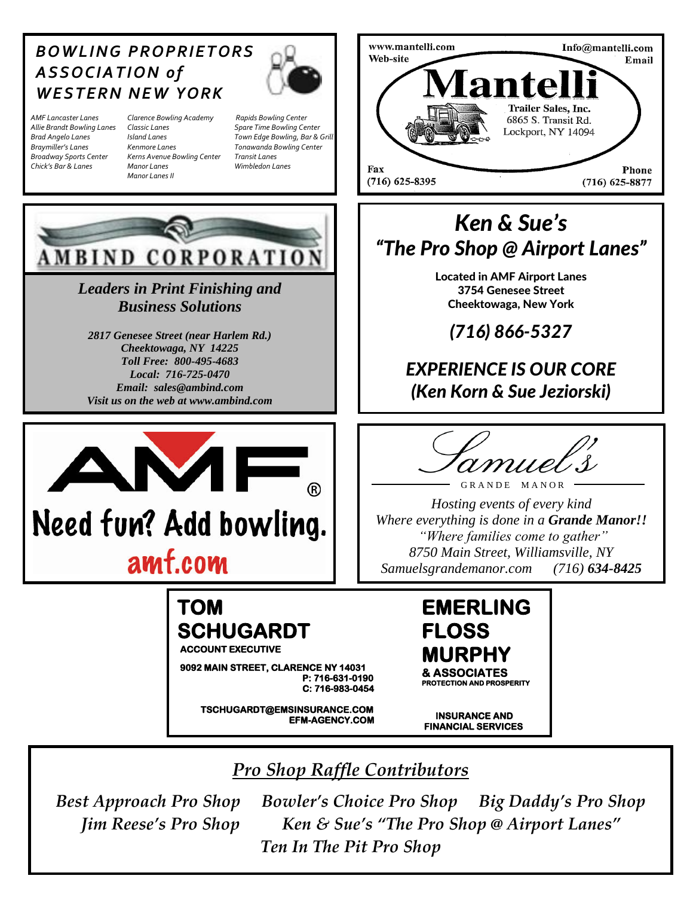## *BOWLING PROPRIETORS ASSOCIATION of WESTERN NEW YORK*

*AMF Lancaster Lanes*
*Allie Brandt Bowling Lanes*
*Brad Angelo Lanes*
*Braymiller's Lanes*
*Broadway Sports Center*
*Chick's Bar & Lanes*
*Clarence Bowling Academy*
*Classic Lanes*
*Island Lanes*
*Kenmore Lanes*
*Kerns Avenue Bowling Center*
*Manor Lanes*
*Manor Lanes II*
*Rapids Bowling Center*
*Spare Time Bowling Center*
*Town Edge Bowling, Bar & Grill*
*Tonawanda Bowling Center*
*Transit Lanes*
*Wimbledon Lanes*

---

www.mantelli.com
Web-site

Info@mantelli.com
Email

# Mantelli

**Trailer Sales, Inc.**
6865 S. Transit Rd.
Lockport, NY 14094

**Fax**
(716) 625-8395

**Phone**
(716) 625-8877

---

# AMBIND CORPORATION

***Leaders in Print Finishing and Business Solutions***

***2817 Genesee Street (near Harlem Rd.)***
***Cheektowaga, NY 14225***
***Toll Free: 800-495-4683***
***Local: 716-725-0470***
***Email: sales@ambind.com***
***Visit us on the web at www.ambind.com***

---

## *Ken & Sue's "The Pro Shop @ Airport Lanes"*

**Located in AMF Airport Lanes**
**3754 Genesee Street**
**Cheektowaga, New York**

*(716) 866-5327*

***EXPERIENCE IS OUR CORE***
***(Ken Korn & Sue Jeziorski)***

---

# AMF®

**Need fun? Add bowling.**

amf.com

---

*Samuel's*

GRANDE MANOR

*Hosting events of every kind*
*Where everything is done in a* ***Grande Manor!!***
*"Where families come to gather"*
*8750 Main Street, Williamsville, NY*
*Samuelsgrandemanor.com (716)* ***634-8425***

---

**TOM SCHUGARDT**
**ACCOUNT EXECUTIVE**

**9092 MAIN STREET, CLARENCE NY 14031**
**P: 716-631-0190**
**C: 716-983-0454**

**TSCHUGARDT@EMSINSURANCE.COM**
**EFM-AGENCY.COM**

**EMERLING FLOSS MURPHY**
**& ASSOCIATES**
**PROTECTION AND PROSPERITY**

**INSURANCE AND FINANCIAL SERVICES**

---

## *Pro Shop Raffle Contributors*

*Best Approach Pro Shop* *Bowler's Choice Pro Shop* *Big Daddy's Pro Shop*
*Jim Reese's Pro Shop* *Ken & Sue's "The Pro Shop @ Airport Lanes"*
*Ten In The Pit Pro Shop*